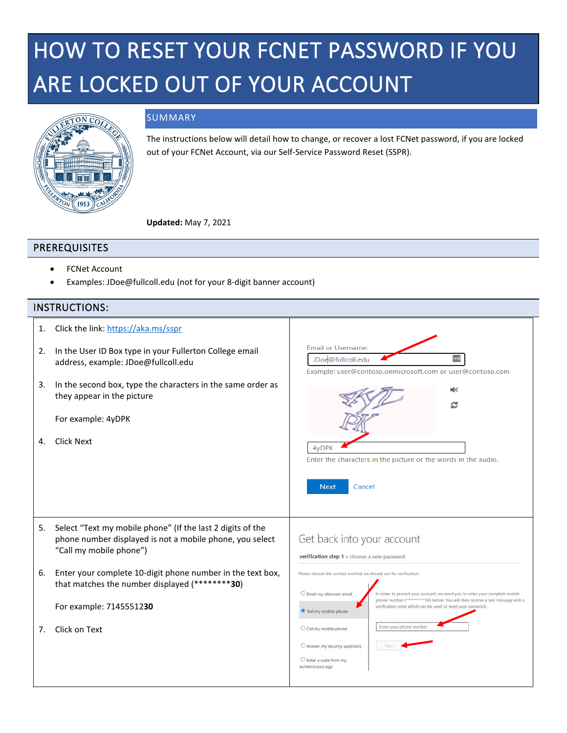# HOW TO RESET YOUR FCNET PASSWORD IF YOU ARE LOCKED OUT OF YOUR ACCOUNT

## SUMMARY

The instructions below will detail how to change, or recover a lost FCNet password, if you are locked out of your FCNet Account, via our Self-Service Password Reset (SSPR).

**Updated:** May 7, 2021

## PREREQUISITES

- FCNet Account
- Examples: JDoe@fullcoll.edu (not for your 8-digit banner account)

## INSTRUCTIONS:

1. Click the link: https://aka.ms/sspr
2. In the User ID Box type in your Fullerton College email address, example: JDoe@fullcoll.edu
3. In the second box, type the characters in the same order as they appear in the picture

   For example: 4yDPK

4. Click Next

Email or Username:

JDoe@fullcoll.edu

Example: user@contoso.onmicrosoft.com or user@contoso.com

4yDPK

Enter the characters in the picture or the words in the audio.

Next Cancel

5. Select "Text my mobile phone" (If the last 2 digits of the phone number displayed is not a mobile phone, you select "Call my mobile phone")
6. Enter your complete 10-digit phone number in the text box, that matches the number displayed (**********30**)

   For example: 71455512**30**

7. Click on Text

Get back into your account

**verification step 1** > choose a new password

Please choose the contact method we should use for verification:

- Email my alternate email
- Text my mobile phone
- Call my mobile phone
- Answer my security questions
- Enter a code from my authenticator app

In order to protect your account, we need you to enter your complete mobile phone number (**********30) below. You will then receive a text message with a verification code which can be used to reset your password.

Enter your phone number

Text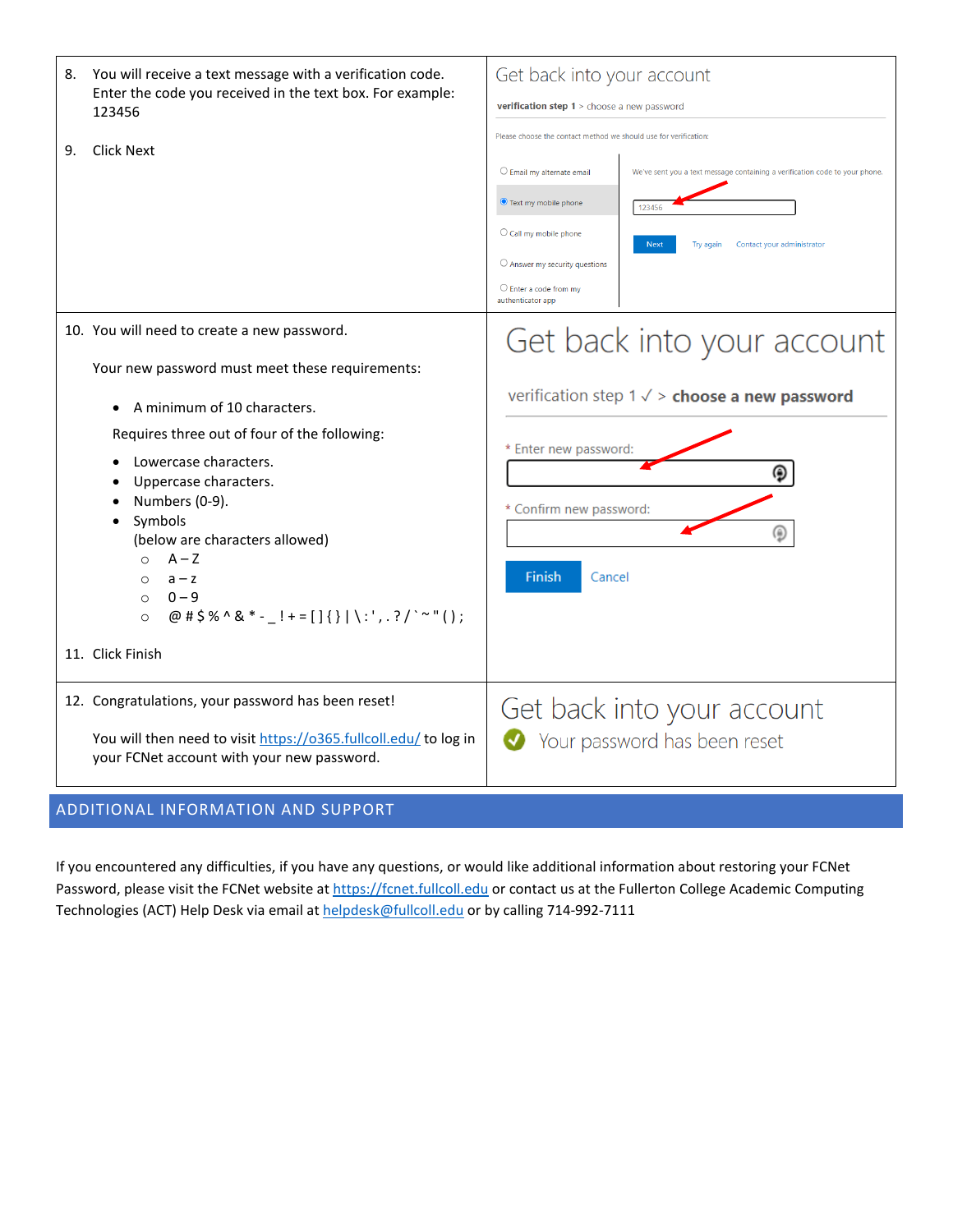| | |
|---|---|
| 8. You will receive a text message with a verification code. Enter the code you received in the text box. For example: 123456<br><br>9. Click Next | Get back into your account<br>**verification step 1** > choose a new password<br>Please choose the contact method we should use for verification:<br>Email my alternate email<br>Text my mobile phone<br>Call my mobile phone<br>Answer my security questions<br>Enter a code from my authenticator app<br>We've sent you a text message containing a verification code to your phone.<br>123456<br>Next Try again Contact your administrator |
| 10. You will need to create a new password.<br><br>Your new password must meet these requirements:<br>• A minimum of 10 characters.<br>Requires three out of four of the following:<br>• Lowercase characters.<br>• Uppercase characters.<br>• Numbers (0-9).<br>• Symbols (below are characters allowed)<br>○ A – Z<br>○ a – z<br>○ 0 – 9<br>○ @ # $ % ^ & * - _ ! + = [ ] { } \| \ : ' , . ? / ` ~ " ( ) ;<br><br>11. Click Finish | Get back into your account<br>verification step 1 ✓ > **choose a new password**<br>* Enter new password:<br>* Confirm new password:<br>Finish Cancel |
| 12. Congratulations, your password has been reset!<br><br>You will then need to visit https://o365.fullcoll.edu/ to log in your FCNet account with your new password. | Get back into your account<br>Your password has been reset |

## ADDITIONAL INFORMATION AND SUPPORT

If you encountered any difficulties, if you have any questions, or would like additional information about restoring your FCNet Password, please visit the FCNet website at https://fcnet.fullcoll.edu or contact us at the Fullerton College Academic Computing Technologies (ACT) Help Desk via email at helpdesk@fullcoll.edu or by calling 714-992-7111